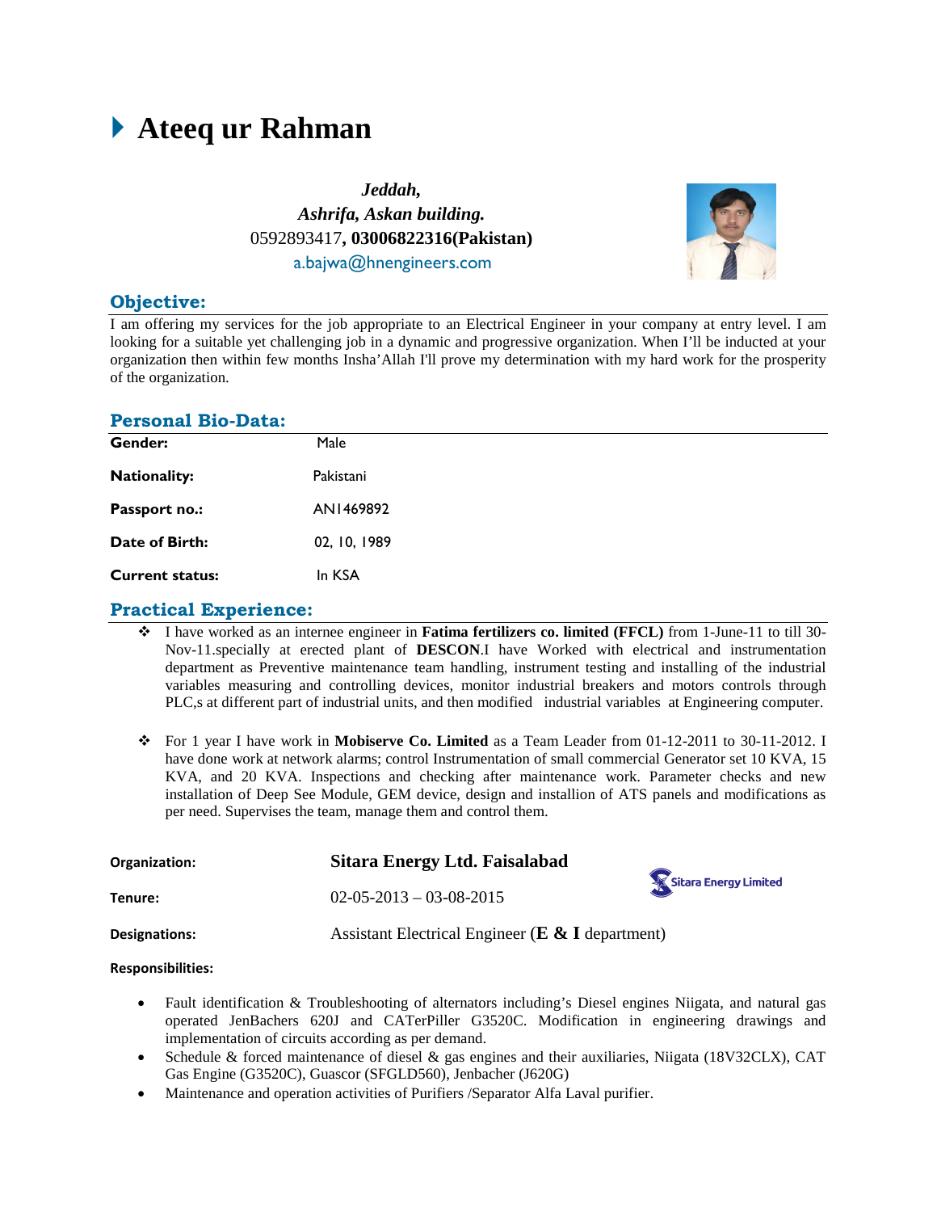# Ateeq ur Rahman

***Jeddah,***
***Ashrifa, Askan building.***
0592893417**, 03006822316(Pakistan)**
a.bajwa@hnengineers.com

## Objective:

I am offering my services for the job appropriate to an Electrical Engineer in your company at entry level. I am looking for a suitable yet challenging job in a dynamic and progressive organization. When I'll be inducted at your organization then within few months Insha'Allah I'll prove my determination with my hard work for the prosperity of the organization.

## Personal Bio-Data:

| | |
|---|---|
| **Gender:** | Male |
| **Nationality:** | Pakistani |
| **Passport no.:** | AN1469892 |
| **Date of Birth:** | 02, 10, 1989 |
| **Current status:** | In KSA |

## Practical Experience:

- I have worked as an internee engineer in **Fatima fertilizers co. limited (FFCL)** from 1-June-11 to till 30-Nov-11.specially at erected plant of **DESCON**.I have Worked with electrical and instrumentation department as Preventive maintenance team handling, instrument testing and installing of the industrial variables measuring and controlling devices, monitor industrial breakers and motors controls through PLC,s at different part of industrial units, and then modified industrial variables at Engineering computer.

- For 1 year I have work in **Mobiserve Co. Limited** as a Team Leader from 01-12-2011 to 30-11-2012. I have done work at network alarms; control Instrumentation of small commercial Generator set 10 KVA, 15 KVA, and 20 KVA. Inspections and checking after maintenance work. Parameter checks and new installation of Deep See Module, GEM device, design and installion of ATS panels and modifications as per need. Supervises the team, manage them and control them.

| | |
|---|---|
| **Organization:** | **Sitara Energy Ltd. Faisalabad** |
| **Tenure:** | 02-05-2013 – 03-08-2015 |
| **Designations:** | Assistant Electrical Engineer (**E & I** department) |

Sitara Energy Limited

**Responsibilities:**

- Fault identification & Troubleshooting of alternators including's Diesel engines Niigata, and natural gas operated JenBachers 620J and CATerPiller G3520C. Modification in engineering drawings and implementation of circuits according as per demand.
- Schedule & forced maintenance of diesel & gas engines and their auxiliaries, Niigata (18V32CLX), CAT Gas Engine (G3520C), Guascor (SFGLD560), Jenbacher (J620G)
- Maintenance and operation activities of Purifiers /Separator Alfa Laval purifier.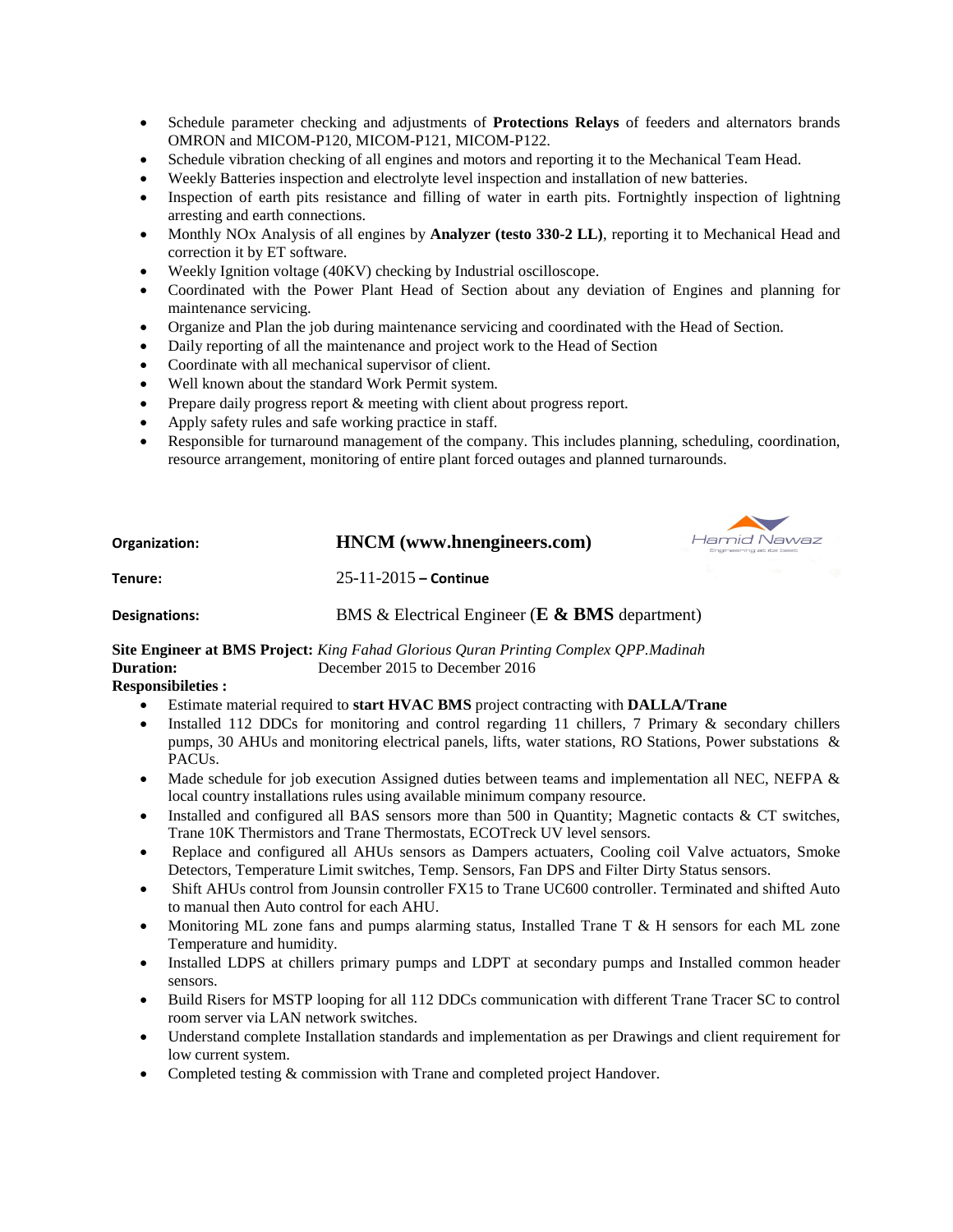- Schedule parameter checking and adjustments of **Protections Relays** of feeders and alternators brands OMRON and MICOM-P120, MICOM-P121, MICOM-P122.
- Schedule vibration checking of all engines and motors and reporting it to the Mechanical Team Head.
- Weekly Batteries inspection and electrolyte level inspection and installation of new batteries.
- Inspection of earth pits resistance and filling of water in earth pits. Fortnightly inspection of lightning arresting and earth connections.
- Monthly NOx Analysis of all engines by **Analyzer (testo 330-2 LL)**, reporting it to Mechanical Head and correction it by ET software.
- Weekly Ignition voltage (40KV) checking by Industrial oscilloscope.
- Coordinated with the Power Plant Head of Section about any deviation of Engines and planning for maintenance servicing.
- Organize and Plan the job during maintenance servicing and coordinated with the Head of Section.
- Daily reporting of all the maintenance and project work to the Head of Section
- Coordinate with all mechanical supervisor of client.
- Well known about the standard Work Permit system.
- Prepare daily progress report & meeting with client about progress report.
- Apply safety rules and safe working practice in staff.
- Responsible for turnaround management of the company. This includes planning, scheduling, coordination, resource arrangement, monitoring of entire plant forced outages and planned turnarounds.

**Organization:** **HNCM (www.hnengineers.com)**

**Tenure:** 25-11-2015 **– Continue**

**Designations:** BMS & Electrical Engineer (**E & BMS** department)

**Site Engineer at BMS Project:** *King Fahad Glorious Quran Printing Complex QPP.Madinah*
**Duration:** December 2015 to December 2016
**Responsibileties :**

- Estimate material required to **start HVAC BMS** project contracting with **DALLA/Trane**
- Installed 112 DDCs for monitoring and control regarding 11 chillers, 7 Primary & secondary chillers pumps, 30 AHUs and monitoring electrical panels, lifts, water stations, RO Stations, Power substations & PACUs.
- Made schedule for job execution Assigned duties between teams and implementation all NEC, NEFPA & local country installations rules using available minimum company resource.
- Installed and configured all BAS sensors more than 500 in Quantity; Magnetic contacts & CT switches, Trane 10K Thermistors and Trane Thermostats, ECOTreck UV level sensors.
- Replace and configured all AHUs sensors as Dampers actuaters, Cooling coil Valve actuators, Smoke Detectors, Temperature Limit switches, Temp. Sensors, Fan DPS and Filter Dirty Status sensors.
- Shift AHUs control from Jounsin controller FX15 to Trane UC600 controller. Terminated and shifted Auto to manual then Auto control for each AHU.
- Monitoring ML zone fans and pumps alarming status, Installed Trane T & H sensors for each ML zone Temperature and humidity.
- Installed LDPS at chillers primary pumps and LDPT at secondary pumps and Installed common header sensors.
- Build Risers for MSTP looping for all 112 DDCs communication with different Trane Tracer SC to control room server via LAN network switches.
- Understand complete Installation standards and implementation as per Drawings and client requirement for low current system.
- Completed testing & commission with Trane and completed project Handover.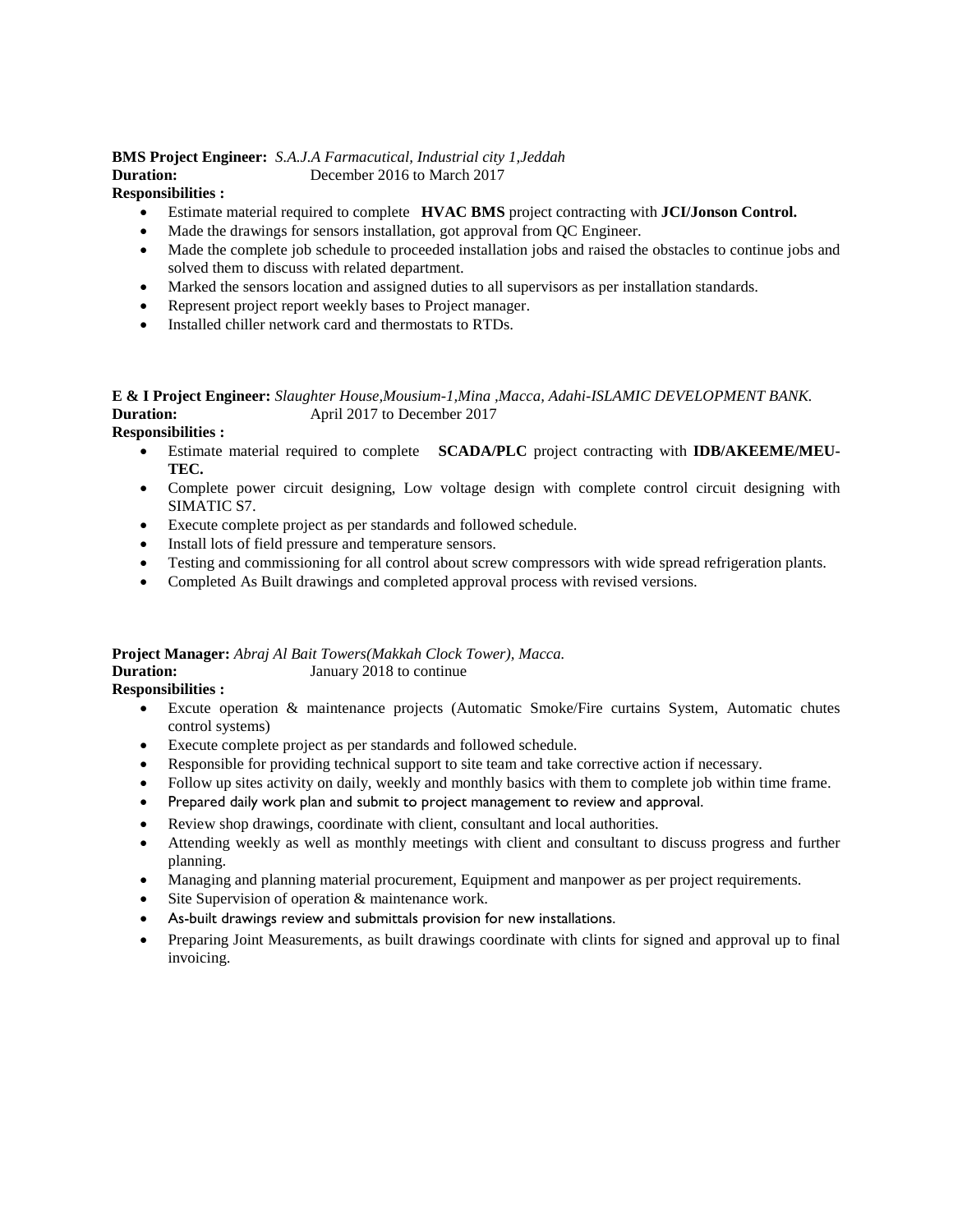**BMS Project Engineer:** *S.A.J.A Farmacutical, Industrial city 1,Jeddah*
**Duration:** December 2016 to March 2017
**Responsibilities :**

- Estimate material required to complete **HVAC BMS** project contracting with **JCI/Jonson Control.**
- Made the drawings for sensors installation, got approval from QC Engineer.
- Made the complete job schedule to proceeded installation jobs and raised the obstacles to continue jobs and solved them to discuss with related department.
- Marked the sensors location and assigned duties to all supervisors as per installation standards.
- Represent project report weekly bases to Project manager.
- Installed chiller network card and thermostats to RTDs.

**E & I Project Engineer:** *Slaughter House,Mousium-1,Mina ,Macca, Adahi-ISLAMIC DEVELOPMENT BANK.*
**Duration:** April 2017 to December 2017
**Responsibilities :**

- Estimate material required to complete **SCADA/PLC** project contracting with **IDB/AKEEME/MEU-TEC.**
- Complete power circuit designing, Low voltage design with complete control circuit designing with SIMATIC S7.
- Execute complete project as per standards and followed schedule.
- Install lots of field pressure and temperature sensors.
- Testing and commissioning for all control about screw compressors with wide spread refrigeration plants.
- Completed As Built drawings and completed approval process with revised versions.

**Project Manager:** *Abraj Al Bait Towers(Makkah Clock Tower), Macca.*
**Duration:** January 2018 to continue
**Responsibilities :**

- Excute operation & maintenance projects (Automatic Smoke/Fire curtains System, Automatic chutes control systems)
- Execute complete project as per standards and followed schedule.
- Responsible for providing technical support to site team and take corrective action if necessary.
- Follow up sites activity on daily, weekly and monthly basics with them to complete job within time frame.
- Prepared daily work plan and submit to project management to review and approval.
- Review shop drawings, coordinate with client, consultant and local authorities.
- Attending weekly as well as monthly meetings with client and consultant to discuss progress and further planning.
- Managing and planning material procurement, Equipment and manpower as per project requirements.
- Site Supervision of operation & maintenance work.
- As-built drawings review and submittals provision for new installations.
- Preparing Joint Measurements, as built drawings coordinate with clints for signed and approval up to final invoicing.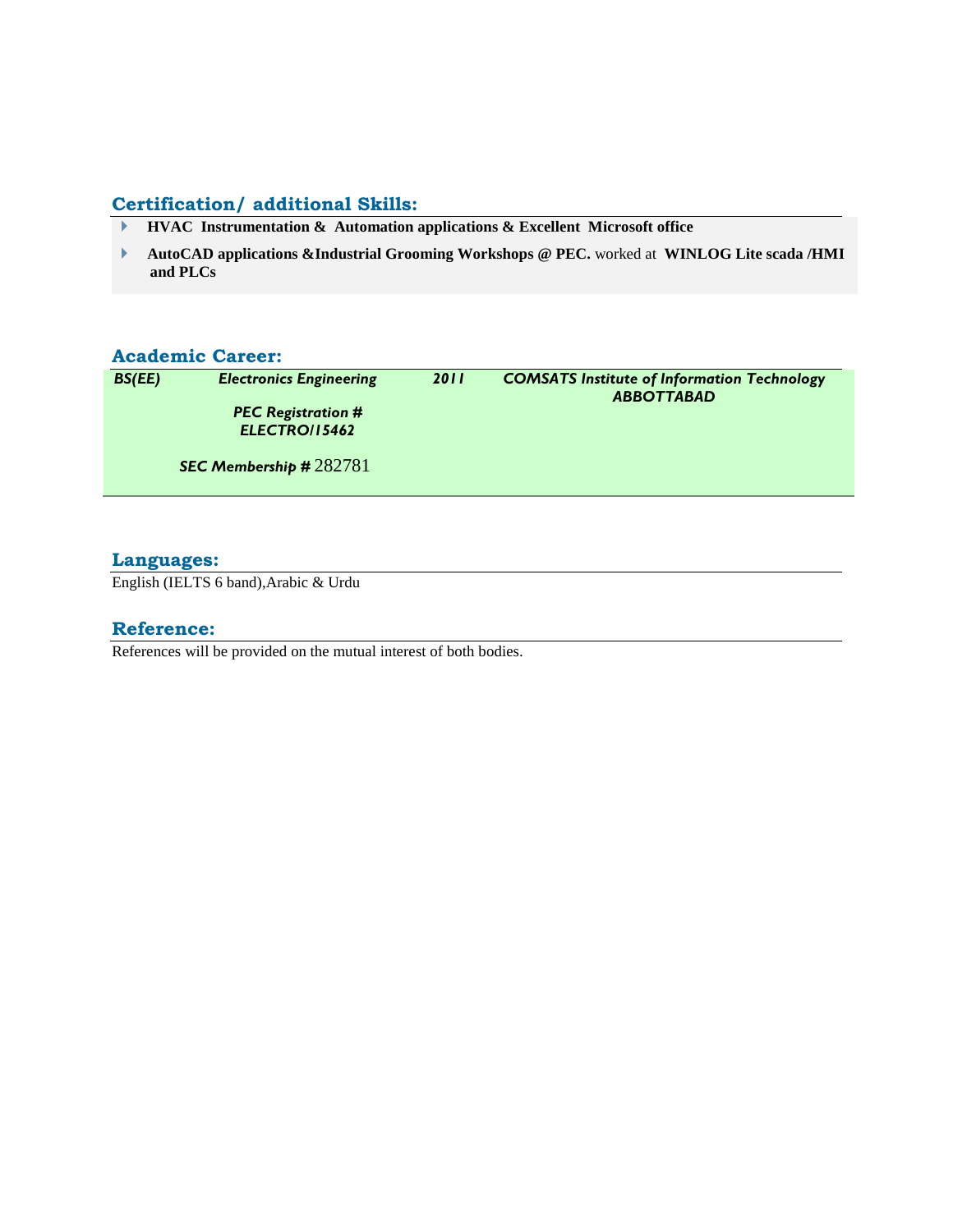## Certification/ additional Skills:

- **HVAC Instrumentation & Automation applications & Excellent Microsoft office**
- **AutoCAD applications &Industrial Grooming Workshops @ PEC.** worked at **WINLOG Lite scada /HMI and PLCs**

## Academic Career:

| | | | |
|---|---|---|---|
| ***BS(EE)*** | ***Electronics Engineering*** | ***2011*** | ***COMSATS Institute of Information Technology ABBOTTABAD*** |
| | ***PEC Registration # ELECTRO/15462*** | | |
| | ***SEC Membership #*** 282781 | | |

## Languages:

English (IELTS 6 band),Arabic & Urdu

## Reference:

References will be provided on the mutual interest of both bodies.